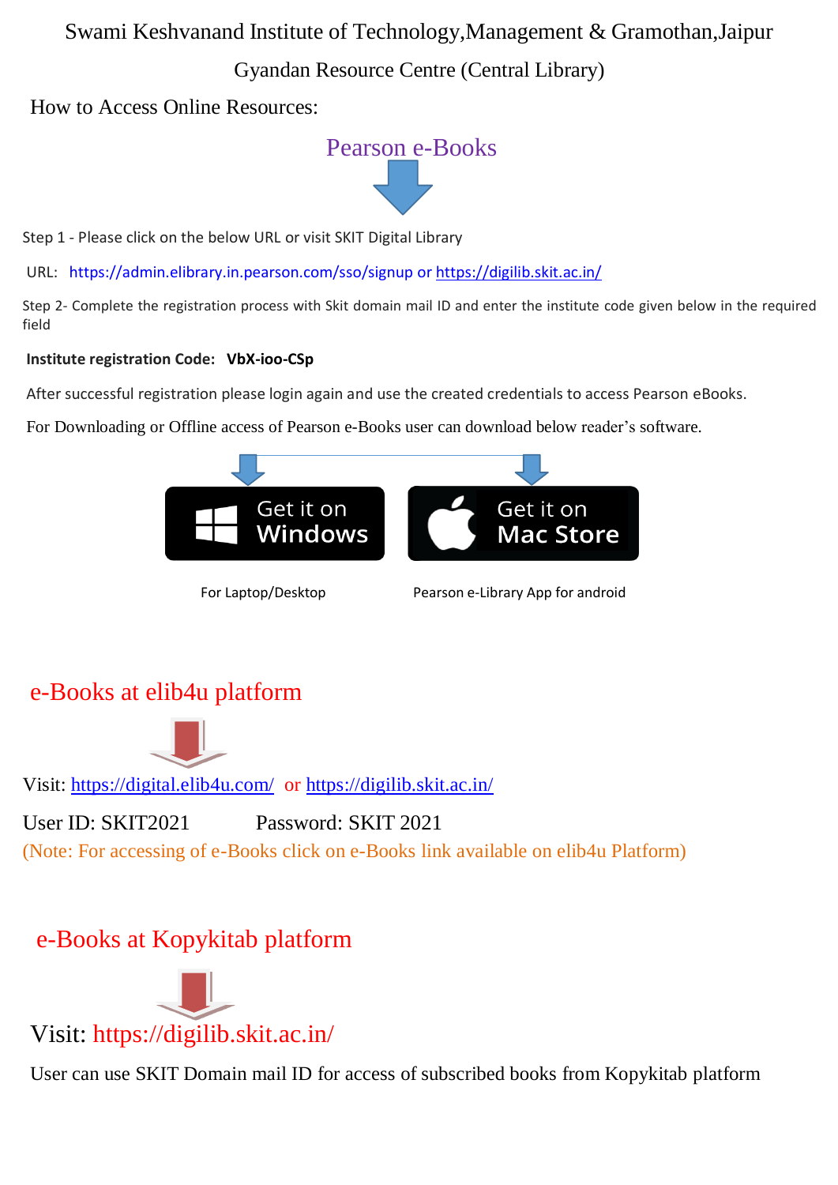# Swami Keshvanand Institute of Technology,Management & Gramothan,Jaipur

## Gyandan Resource Centre (Central Library)

How to Access Online Resources:

## Pearson e-Books

Step 1 - Please click on the below URL or visit SKIT Digital Library

URL: https://admin.elibrary.in.pearson.com/sso/signup or https://digilib.skit.ac.in/

Step 2- Complete the registration process with Skit domain mail ID and enter the institute code given below in the required field

**Institute registration Code: VbX-ioo-CSp**

After successful registration please login again and use the created credentials to access Pearson eBooks.

For Downloading or Offline access of Pearson e-Books user can download below reader's software.

Get it on Windows — For Laptop/Desktop

Get it on Mac Store — Pearson e-Library App for android

## e-Books at elib4u platform

Visit: https://digital.elib4u.com/ or https://digilib.skit.ac.in/

User ID: SKIT2021 Password: SKIT 2021

(Note: For accessing of e-Books click on e-Books link available on elib4u Platform)

## e-Books at Kopykitab platform

Visit: https://digilib.skit.ac.in/

User can use SKIT Domain mail ID for access of subscribed books from Kopykitab platform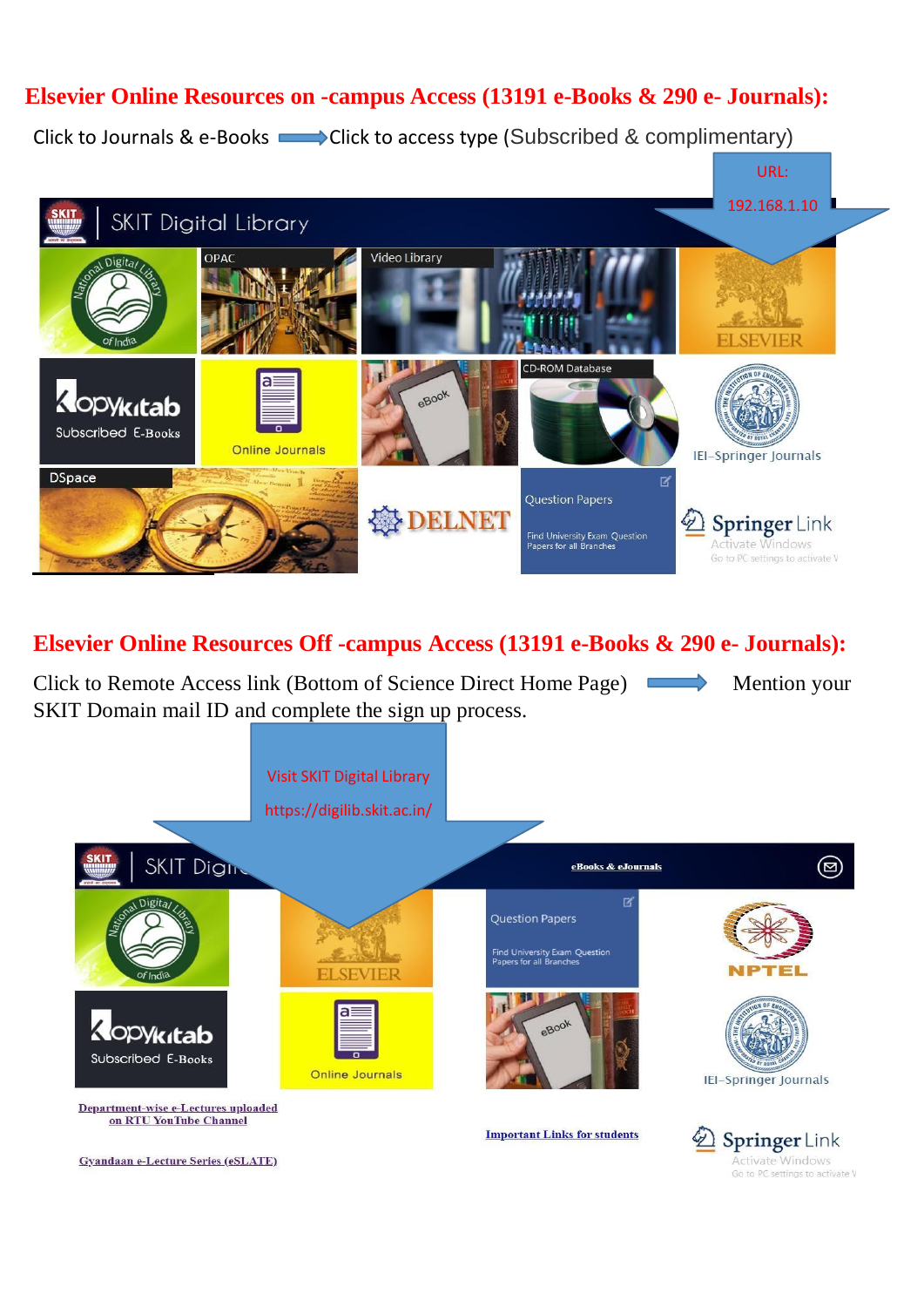## Elsevier Online Resources on -campus Access (13191 e-Books & 290 e- Journals):

Click to Journals & e-Books ⟶ Click to access type (Subscribed & complimentary)

URL: 192.168.1.10

SKIT Digital Library

OPAC

Video Library

ELSEVIER

Kopykitab Subscribed E-Books

Online Journals

eBook

CD-ROM Database

IEI–Springer Journals

DSpace

DELNET

Question Papers

Find University Exam Question Papers for all Branches

SpringerLink

## Elsevier Online Resources Off -campus Access (13191 e-Books & 290 e- Journals):

Click to Remote Access link (Bottom of Science Direct Home Page) ⟶ Mention your SKIT Domain mail ID and complete the sign up process.

Visit SKIT Digital Library

https://digilib.skit.ac.in/

SKIT Digital Library

eBooks & eJournals

ELSEVIER

Question Papers

Find University Exam Question Papers for all Branches

NPTEL

Kopykitab Subscribed E-Books

Online Journals

eBook

IEI–Springer Journals

Department-wise e-Lectures uploaded on RTU YouTube Channel

Important Links for students

SpringerLink

Gyandaan e-Lecture Series (eSLATE)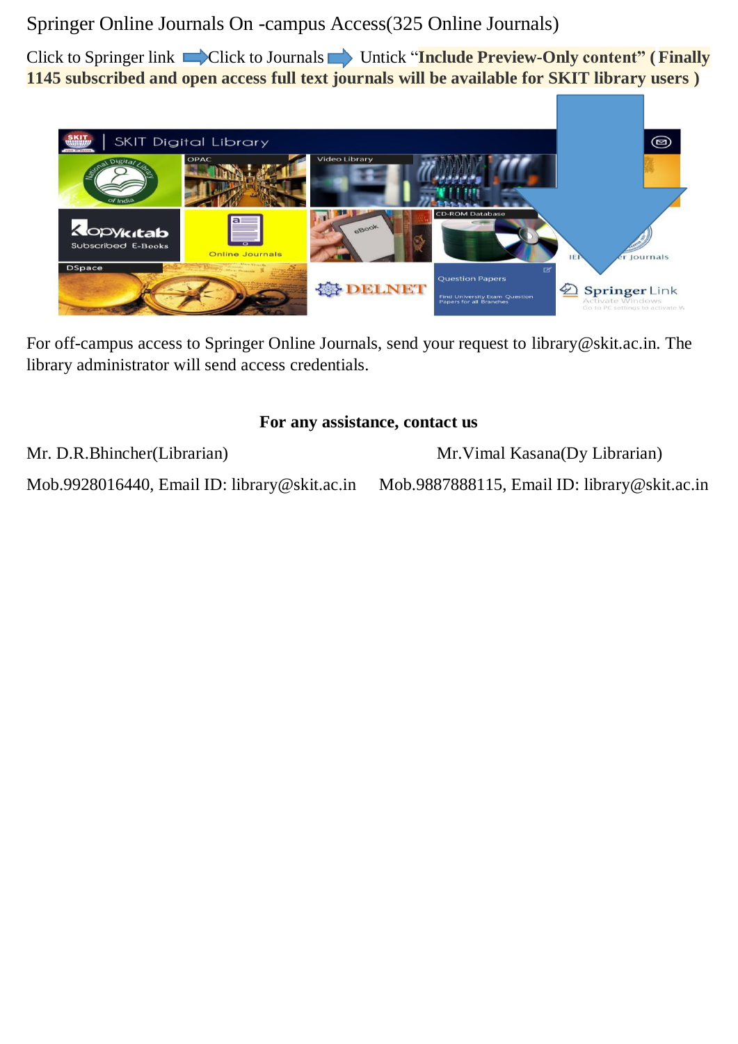Springer Online Journals On -campus Access(325 Online Journals)

Click to Springer link ➡ Click to Journals ➡ Untick "**Include Preview-Only content" ( Finally 1145 subscribed and open access full text journals will be available for SKIT library users )**

For off-campus access to Springer Online Journals, send your request to library@skit.ac.in. The library administrator will send access credentials.

**For any assistance, contact us**

Mr. D.R.Bhincher(Librarian)
Mob.9928016440, Email ID: library@skit.ac.in

Mr.Vimal Kasana(Dy Librarian)
Mob.9887888115, Email ID: library@skit.ac.in